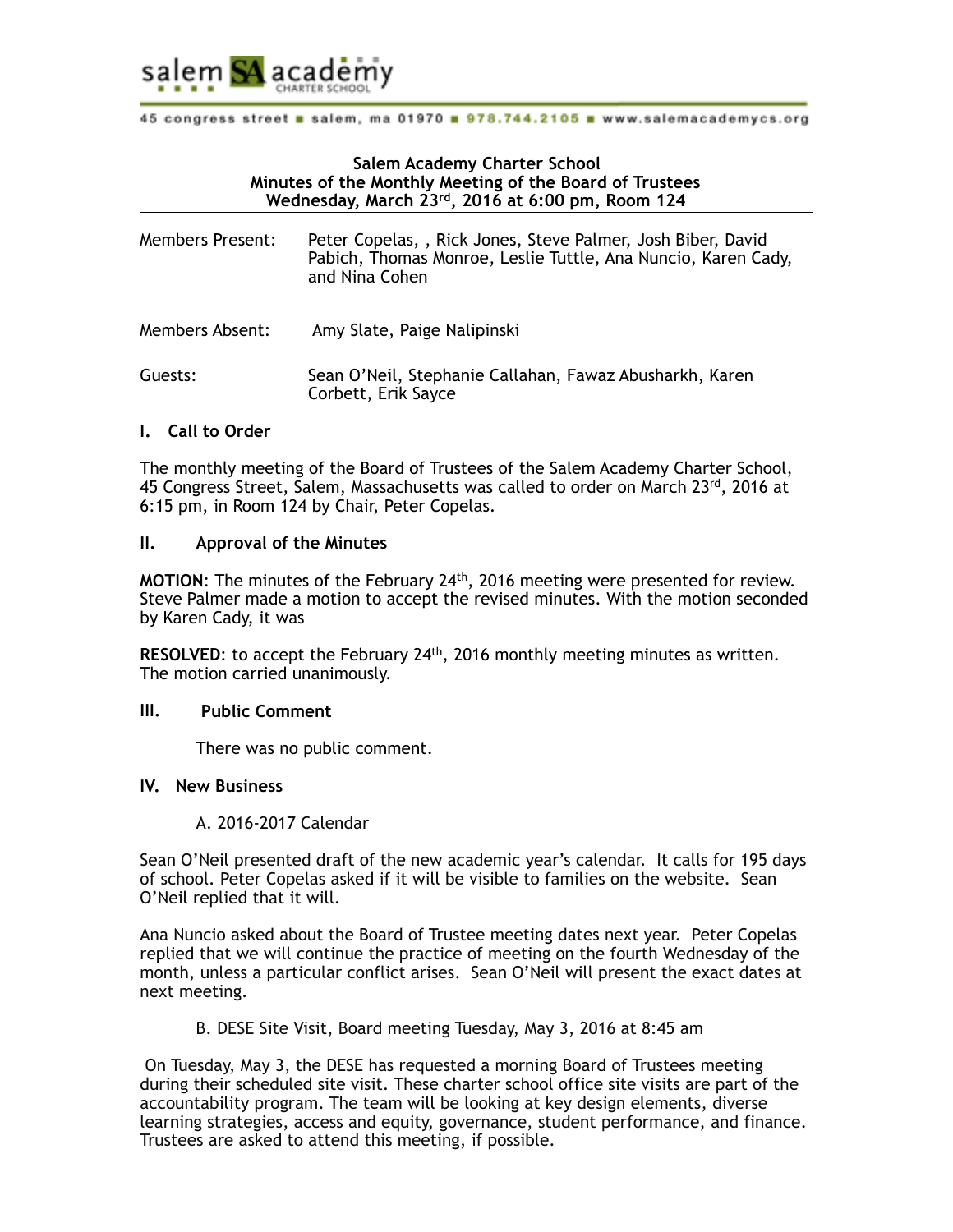salem SA academy CHARTER SCHOOL

45 congress street ■ salem, ma 01970 ■ 978.744.2105 ■ www.salemacademycs.org

**Salem Academy Charter School**
**Minutes of the Monthly Meeting of the Board of Trustees**
**Wednesday, March 23rd, 2016 at 6:00 pm, Room 124**

| | |
|---|---|
| Members Present: | Peter Copelas, , Rick Jones, Steve Palmer, Josh Biber, David Pabich, Thomas Monroe, Leslie Tuttle, Ana Nuncio, Karen Cady, and Nina Cohen |
| Members Absent: | Amy Slate, Paige Nalipinski |
| Guests: | Sean O'Neil, Stephanie Callahan, Fawaz Abusharkh, Karen Corbett, Erik Sayce |

## I. Call to Order

The monthly meeting of the Board of Trustees of the Salem Academy Charter School, 45 Congress Street, Salem, Massachusetts was called to order on March 23rd, 2016 at 6:15 pm, in Room 124 by Chair, Peter Copelas.

## II. Approval of the Minutes

**MOTION**: The minutes of the February 24th, 2016 meeting were presented for review. Steve Palmer made a motion to accept the revised minutes. With the motion seconded by Karen Cady, it was

**RESOLVED**: to accept the February 24th, 2016 monthly meeting minutes as written. The motion carried unanimously.

## III. Public Comment

There was no public comment.

## IV. New Business

A. 2016-2017 Calendar

Sean O'Neil presented draft of the new academic year's calendar. It calls for 195 days of school. Peter Copelas asked if it will be visible to families on the website. Sean O'Neil replied that it will.

Ana Nuncio asked about the Board of Trustee meeting dates next year. Peter Copelas replied that we will continue the practice of meeting on the fourth Wednesday of the month, unless a particular conflict arises. Sean O'Neil will present the exact dates at next meeting.

B. DESE Site Visit, Board meeting Tuesday, May 3, 2016 at 8:45 am

On Tuesday, May 3, the DESE has requested a morning Board of Trustees meeting during their scheduled site visit. These charter school office site visits are part of the accountability program. The team will be looking at key design elements, diverse learning strategies, access and equity, governance, student performance, and finance. Trustees are asked to attend this meeting, if possible.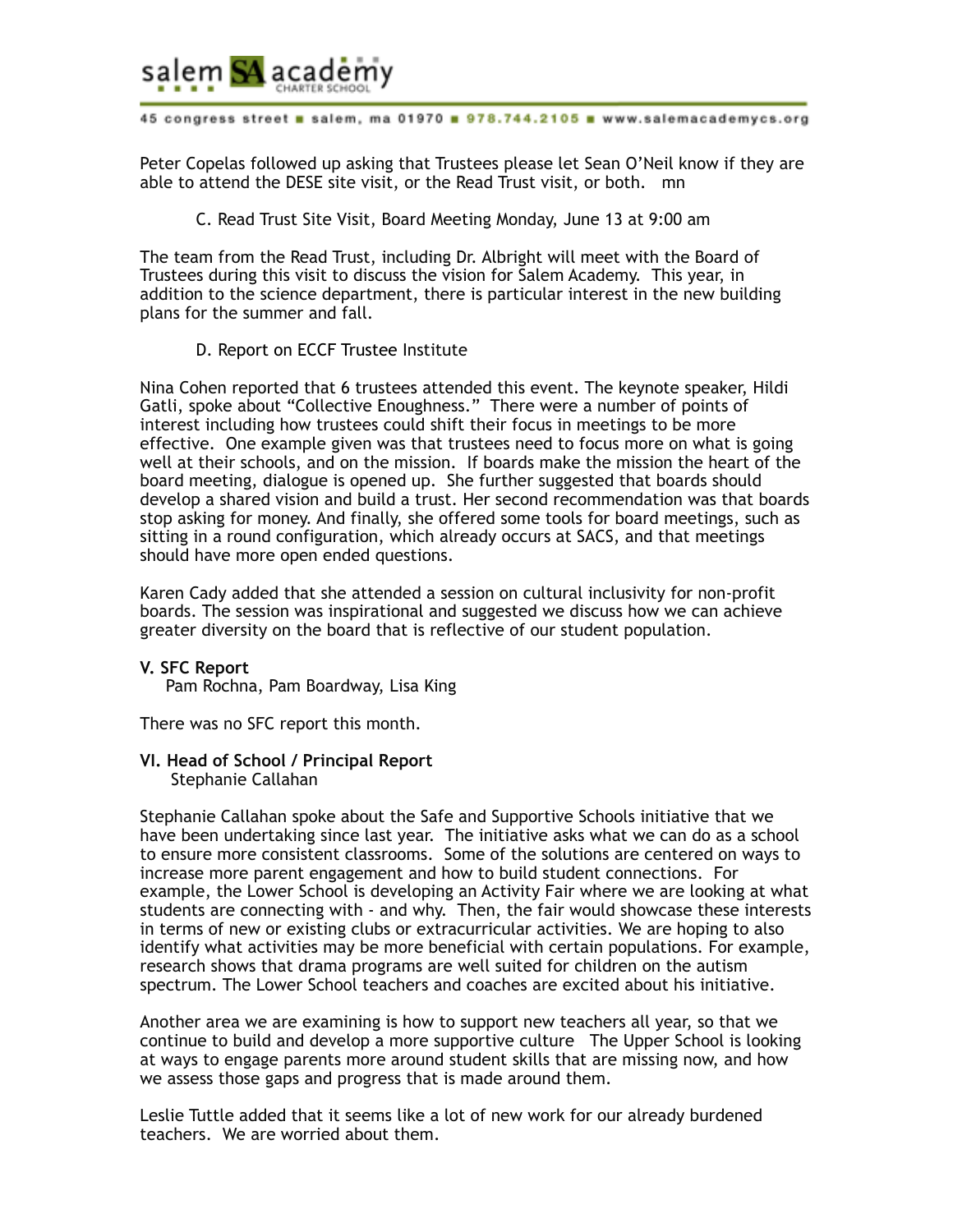Peter Copelas followed up asking that Trustees please let Sean O'Neil know if they are able to attend the DESE site visit, or the Read Trust visit, or both. mn

C. Read Trust Site Visit, Board Meeting Monday, June 13 at 9:00 am

The team from the Read Trust, including Dr. Albright will meet with the Board of Trustees during this visit to discuss the vision for Salem Academy. This year, in addition to the science department, there is particular interest in the new building plans for the summer and fall.

D. Report on ECCF Trustee Institute

Nina Cohen reported that 6 trustees attended this event. The keynote speaker, Hildi Gatli, spoke about "Collective Enoughness." There were a number of points of interest including how trustees could shift their focus in meetings to be more effective. One example given was that trustees need to focus more on what is going well at their schools, and on the mission. If boards make the mission the heart of the board meeting, dialogue is opened up. She further suggested that boards should develop a shared vision and build a trust. Her second recommendation was that boards stop asking for money. And finally, she offered some tools for board meetings, such as sitting in a round configuration, which already occurs at SACS, and that meetings should have more open ended questions.

Karen Cady added that she attended a session on cultural inclusivity for non-profit boards. The session was inspirational and suggested we discuss how we can achieve greater diversity on the board that is reflective of our student population.

**V. SFC Report**
Pam Rochna, Pam Boardway, Lisa King

There was no SFC report this month.

**VI. Head of School / Principal Report**
Stephanie Callahan

Stephanie Callahan spoke about the Safe and Supportive Schools initiative that we have been undertaking since last year. The initiative asks what we can do as a school to ensure more consistent classrooms. Some of the solutions are centered on ways to increase more parent engagement and how to build student connections. For example, the Lower School is developing an Activity Fair where we are looking at what students are connecting with - and why. Then, the fair would showcase these interests in terms of new or existing clubs or extracurricular activities. We are hoping to also identify what activities may be more beneficial with certain populations. For example, research shows that drama programs are well suited for children on the autism spectrum. The Lower School teachers and coaches are excited about his initiative.

Another area we are examining is how to support new teachers all year, so that we continue to build and develop a more supportive culture The Upper School is looking at ways to engage parents more around student skills that are missing now, and how we assess those gaps and progress that is made around them.

Leslie Tuttle added that it seems like a lot of new work for our already burdened teachers. We are worried about them.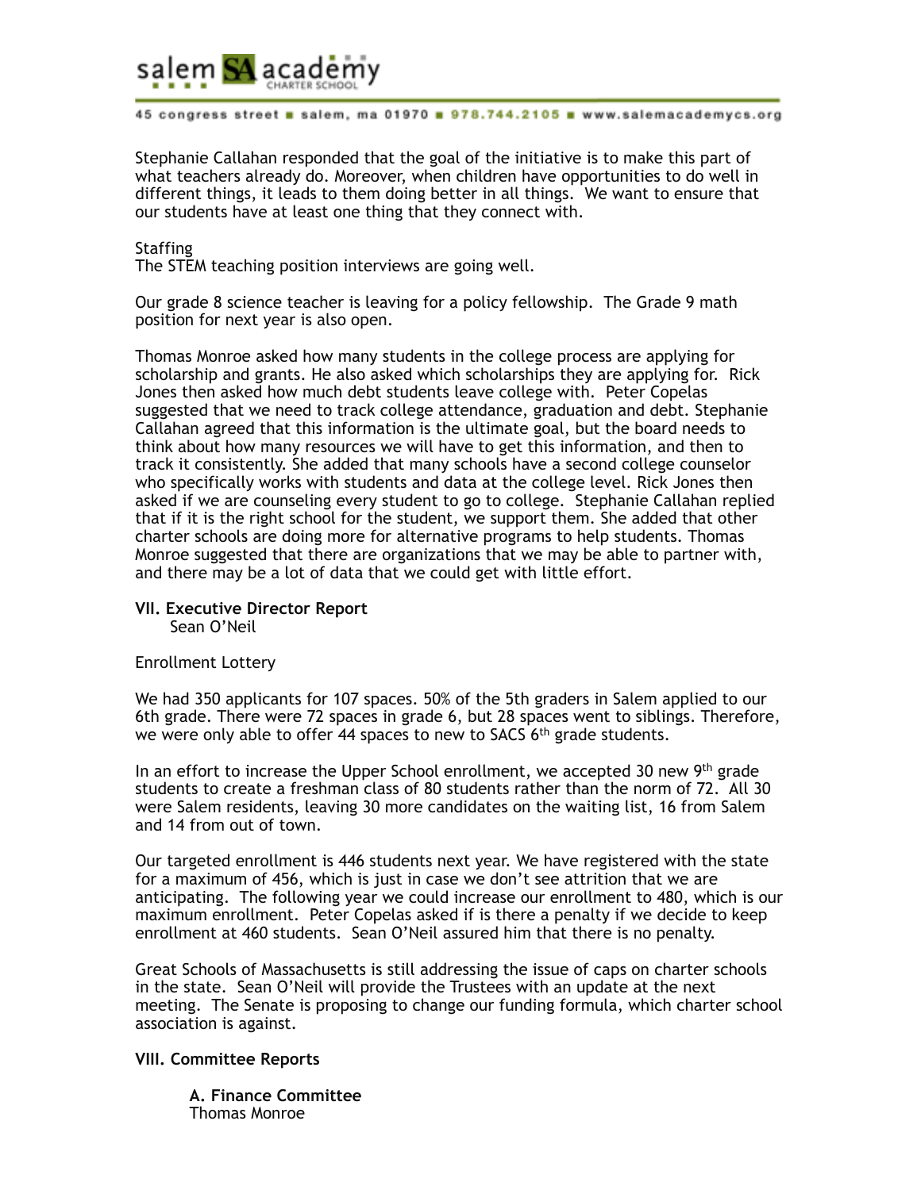Stephanie Callahan responded that the goal of the initiative is to make this part of what teachers already do. Moreover, when children have opportunities to do well in different things, it leads to them doing better in all things. We want to ensure that our students have at least one thing that they connect with.

Staffing
The STEM teaching position interviews are going well.

Our grade 8 science teacher is leaving for a policy fellowship. The Grade 9 math position for next year is also open.

Thomas Monroe asked how many students in the college process are applying for scholarship and grants. He also asked which scholarships they are applying for. Rick Jones then asked how much debt students leave college with. Peter Copelas suggested that we need to track college attendance, graduation and debt. Stephanie Callahan agreed that this information is the ultimate goal, but the board needs to think about how many resources we will have to get this information, and then to track it consistently. She added that many schools have a second college counselor who specifically works with students and data at the college level. Rick Jones then asked if we are counseling every student to go to college. Stephanie Callahan replied that if it is the right school for the student, we support them. She added that other charter schools are doing more for alternative programs to help students. Thomas Monroe suggested that there are organizations that we may be able to partner with, and there may be a lot of data that we could get with little effort.

**VII. Executive Director Report**
Sean O'Neil

Enrollment Lottery

We had 350 applicants for 107 spaces. 50% of the 5th graders in Salem applied to our 6th grade. There were 72 spaces in grade 6, but 28 spaces went to siblings. Therefore, we were only able to offer 44 spaces to new to SACS 6th grade students.

In an effort to increase the Upper School enrollment, we accepted 30 new 9th grade students to create a freshman class of 80 students rather than the norm of 72. All 30 were Salem residents, leaving 30 more candidates on the waiting list, 16 from Salem and 14 from out of town.

Our targeted enrollment is 446 students next year. We have registered with the state for a maximum of 456, which is just in case we don't see attrition that we are anticipating. The following year we could increase our enrollment to 480, which is our maximum enrollment. Peter Copelas asked if is there a penalty if we decide to keep enrollment at 460 students. Sean O'Neil assured him that there is no penalty.

Great Schools of Massachusetts is still addressing the issue of caps on charter schools in the state. Sean O'Neil will provide the Trustees with an update at the next meeting. The Senate is proposing to change our funding formula, which charter school association is against.

**VIII. Committee Reports**

**A. Finance Committee**
Thomas Monroe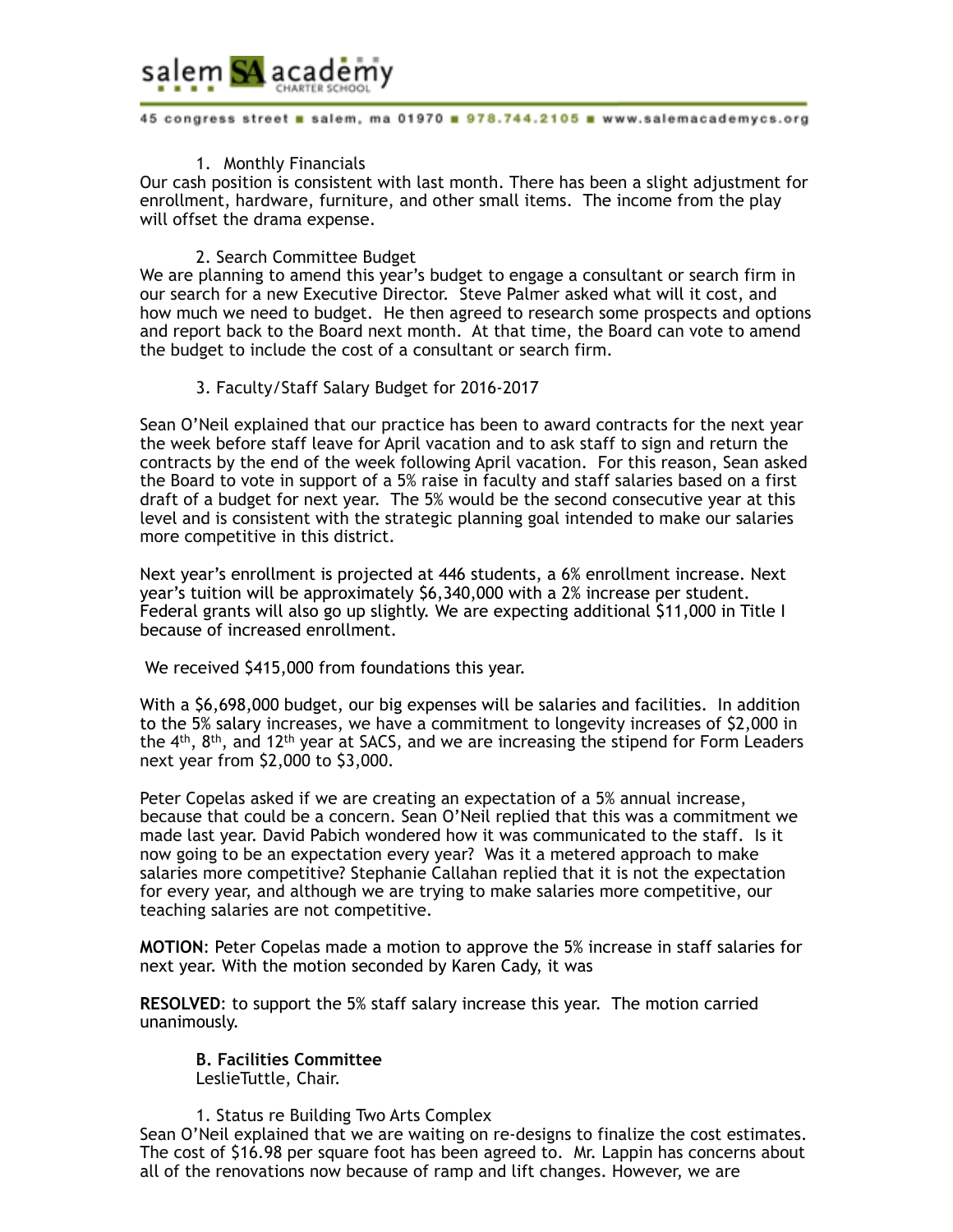1. Monthly Financials

Our cash position is consistent with last month. There has been a slight adjustment for enrollment, hardware, furniture, and other small items. The income from the play will offset the drama expense.

2. Search Committee Budget

We are planning to amend this year's budget to engage a consultant or search firm in our search for a new Executive Director. Steve Palmer asked what will it cost, and how much we need to budget. He then agreed to research some prospects and options and report back to the Board next month. At that time, the Board can vote to amend the budget to include the cost of a consultant or search firm.

3. Faculty/Staff Salary Budget for 2016-2017

Sean O'Neil explained that our practice has been to award contracts for the next year the week before staff leave for April vacation and to ask staff to sign and return the contracts by the end of the week following April vacation. For this reason, Sean asked the Board to vote in support of a 5% raise in faculty and staff salaries based on a first draft of a budget for next year. The 5% would be the second consecutive year at this level and is consistent with the strategic planning goal intended to make our salaries more competitive in this district.

Next year's enrollment is projected at 446 students, a 6% enrollment increase. Next year's tuition will be approximately $6,340,000 with a 2% increase per student. Federal grants will also go up slightly. We are expecting additional $11,000 in Title I because of increased enrollment.

We received $415,000 from foundations this year.

With a $6,698,000 budget, our big expenses will be salaries and facilities. In addition to the 5% salary increases, we have a commitment to longevity increases of $2,000 in the 4th, 8th, and 12th year at SACS, and we are increasing the stipend for Form Leaders next year from $2,000 to $3,000.

Peter Copelas asked if we are creating an expectation of a 5% annual increase, because that could be a concern. Sean O'Neil replied that this was a commitment we made last year. David Pabich wondered how it was communicated to the staff. Is it now going to be an expectation every year? Was it a metered approach to make salaries more competitive? Stephanie Callahan replied that it is not the expectation for every year, and although we are trying to make salaries more competitive, our teaching salaries are not competitive.

**MOTION**: Peter Copelas made a motion to approve the 5% increase in staff salaries for next year. With the motion seconded by Karen Cady, it was

**RESOLVED**: to support the 5% staff salary increase this year. The motion carried unanimously.

**B. Facilities Committee**
LeslieTuttle, Chair.

1. Status re Building Two Arts Complex

Sean O'Neil explained that we are waiting on re-designs to finalize the cost estimates. The cost of $16.98 per square foot has been agreed to. Mr. Lappin has concerns about all of the renovations now because of ramp and lift changes. However, we are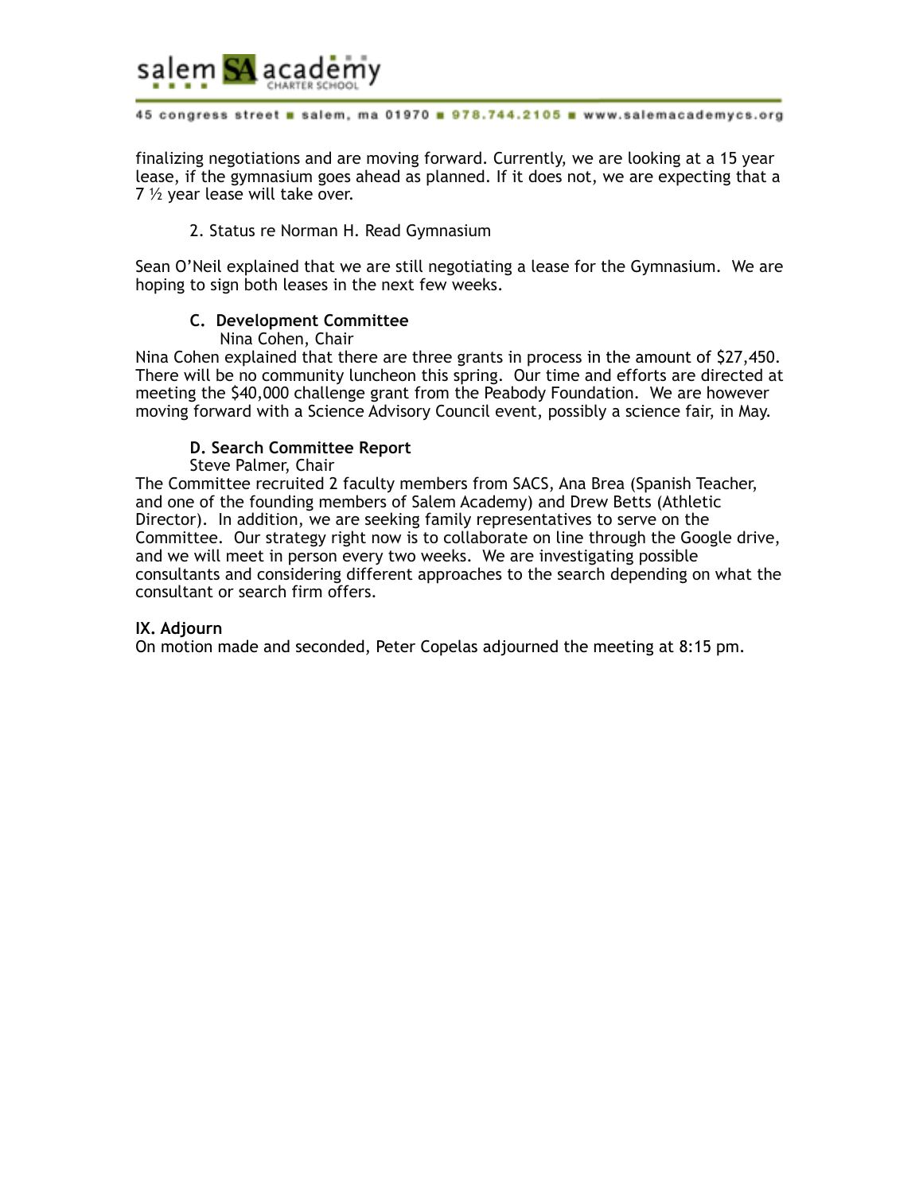finalizing negotiations and are moving forward. Currently, we are looking at a 15 year lease, if the gymnasium goes ahead as planned. If it does not, we are expecting that a 7 ½ year lease will take over.

2. Status re Norman H. Read Gymnasium

Sean O'Neil explained that we are still negotiating a lease for the Gymnasium. We are hoping to sign both leases in the next few weeks.

**C. Development Committee**
Nina Cohen, Chair

Nina Cohen explained that there are three grants in process in the amount of $27,450. There will be no community luncheon this spring. Our time and efforts are directed at meeting the $40,000 challenge grant from the Peabody Foundation. We are however moving forward with a Science Advisory Council event, possibly a science fair, in May.

**D. Search Committee Report**
Steve Palmer, Chair

The Committee recruited 2 faculty members from SACS, Ana Brea (Spanish Teacher, and one of the founding members of Salem Academy) and Drew Betts (Athletic Director). In addition, we are seeking family representatives to serve on the Committee. Our strategy right now is to collaborate on line through the Google drive, and we will meet in person every two weeks. We are investigating possible consultants and considering different approaches to the search depending on what the consultant or search firm offers.

**IX. Adjourn**

On motion made and seconded, Peter Copelas adjourned the meeting at 8:15 pm.